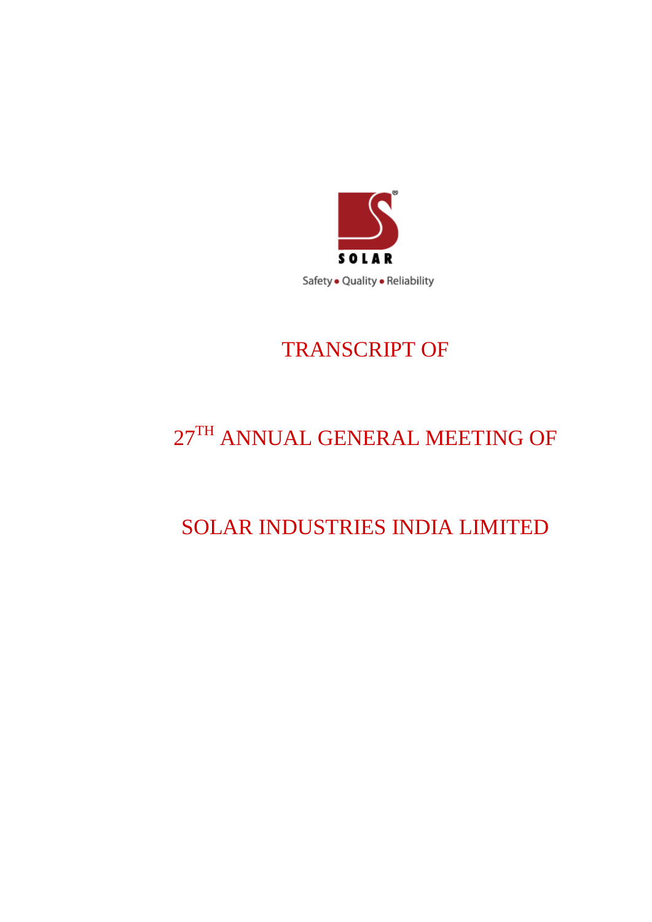SOLAR

Safety • Quality • Reliability

# TRANSCRIPT OF

# 27TH ANNUAL GENERAL MEETING OF

# SOLAR INDUSTRIES INDIA LIMITED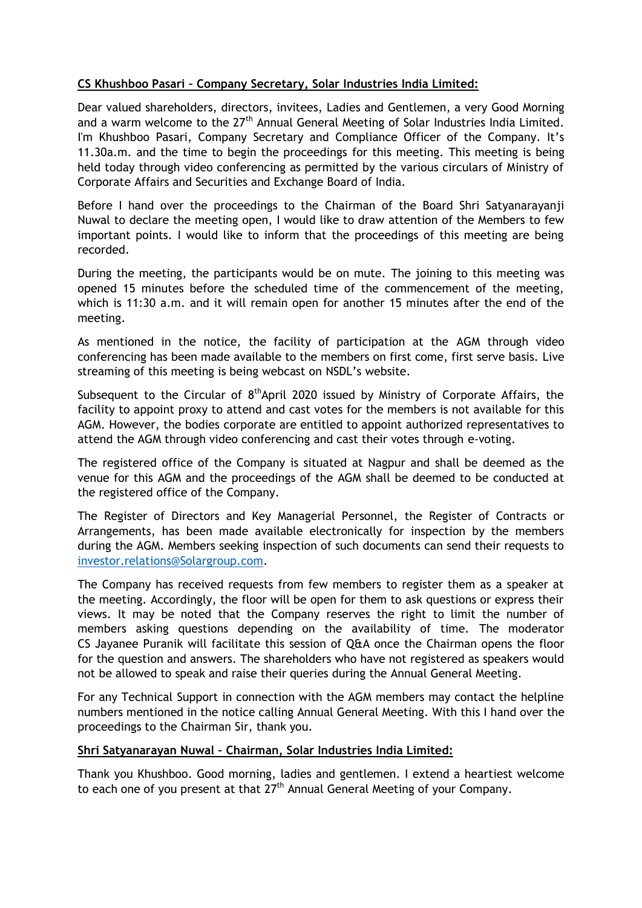**CS Khushboo Pasari – Company Secretary, Solar Industries India Limited:**

Dear valued shareholders, directors, invitees, Ladies and Gentlemen, a very Good Morning and a warm welcome to the 27th Annual General Meeting of Solar Industries India Limited. I'm Khushboo Pasari, Company Secretary and Compliance Officer of the Company. It's 11.30a.m. and the time to begin the proceedings for this meeting. This meeting is being held today through video conferencing as permitted by the various circulars of Ministry of Corporate Affairs and Securities and Exchange Board of India.

Before I hand over the proceedings to the Chairman of the Board Shri Satyanarayanji Nuwal to declare the meeting open, I would like to draw attention of the Members to few important points. I would like to inform that the proceedings of this meeting are being recorded.

During the meeting, the participants would be on mute. The joining to this meeting was opened 15 minutes before the scheduled time of the commencement of the meeting, which is 11:30 a.m. and it will remain open for another 15 minutes after the end of the meeting.

As mentioned in the notice, the facility of participation at the AGM through video conferencing has been made available to the members on first come, first serve basis. Live streaming of this meeting is being webcast on NSDL's website.

Subsequent to the Circular of 8th April 2020 issued by Ministry of Corporate Affairs, the facility to appoint proxy to attend and cast votes for the members is not available for this AGM. However, the bodies corporate are entitled to appoint authorized representatives to attend the AGM through video conferencing and cast their votes through e-voting.

The registered office of the Company is situated at Nagpur and shall be deemed as the venue for this AGM and the proceedings of the AGM shall be deemed to be conducted at the registered office of the Company.

The Register of Directors and Key Managerial Personnel, the Register of Contracts or Arrangements, has been made available electronically for inspection by the members during the AGM. Members seeking inspection of such documents can send their requests to investor.relations@Solargroup.com.

The Company has received requests from few members to register them as a speaker at the meeting. Accordingly, the floor will be open for them to ask questions or express their views. It may be noted that the Company reserves the right to limit the number of members asking questions depending on the availability of time. The moderator CS Jayanee Puranik will facilitate this session of Q&A once the Chairman opens the floor for the question and answers. The shareholders who have not registered as speakers would not be allowed to speak and raise their queries during the Annual General Meeting.

For any Technical Support in connection with the AGM members may contact the helpline numbers mentioned in the notice calling Annual General Meeting. With this I hand over the proceedings to the Chairman Sir, thank you.

**Shri Satyanarayan Nuwal – Chairman, Solar Industries India Limited:**

Thank you Khushboo. Good morning, ladies and gentlemen. I extend a heartiest welcome to each one of you present at that 27th Annual General Meeting of your Company.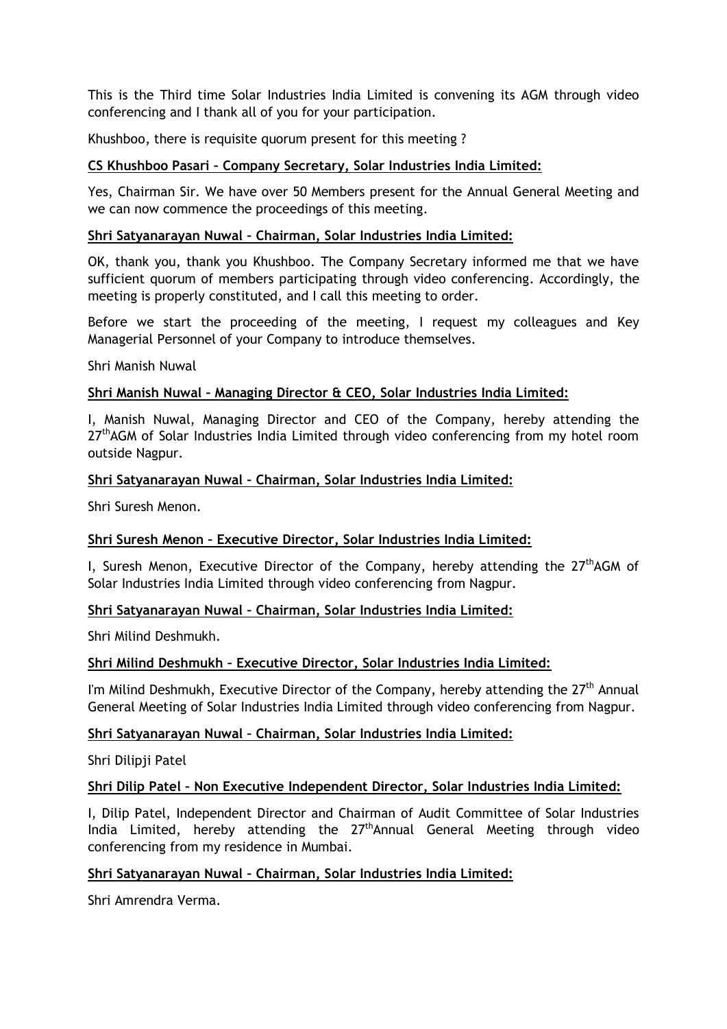This is the Third time Solar Industries India Limited is convening its AGM through video conferencing and I thank all of you for your participation.

Khushboo, there is requisite quorum present for this meeting ?

**CS Khushboo Pasari – Company Secretary, Solar Industries India Limited:**

Yes, Chairman Sir. We have over 50 Members present for the Annual General Meeting and we can now commence the proceedings of this meeting.

**Shri Satyanarayan Nuwal – Chairman, Solar Industries India Limited:**

OK, thank you, thank you Khushboo. The Company Secretary informed me that we have sufficient quorum of members participating through video conferencing. Accordingly, the meeting is properly constituted, and I call this meeting to order.

Before we start the proceeding of the meeting, I request my colleagues and Key Managerial Personnel of your Company to introduce themselves.

Shri Manish Nuwal

**Shri Manish Nuwal – Managing Director & CEO, Solar Industries India Limited:**

I, Manish Nuwal, Managing Director and CEO of the Company, hereby attending the 27thAGM of Solar Industries India Limited through video conferencing from my hotel room outside Nagpur.

**Shri Satyanarayan Nuwal – Chairman, Solar Industries India Limited:**

Shri Suresh Menon.

**Shri Suresh Menon – Executive Director, Solar Industries India Limited:**

I, Suresh Menon, Executive Director of the Company, hereby attending the 27thAGM of Solar Industries India Limited through video conferencing from Nagpur.

**Shri Satyanarayan Nuwal – Chairman, Solar Industries India Limited:**

Shri Milind Deshmukh.

**Shri Milind Deshmukh – Executive Director, Solar Industries India Limited:**

I'm Milind Deshmukh, Executive Director of the Company, hereby attending the 27th Annual General Meeting of Solar Industries India Limited through video conferencing from Nagpur.

**Shri Satyanarayan Nuwal – Chairman, Solar Industries India Limited:**

Shri Dilipji Patel

**Shri Dilip Patel – Non Executive Independent Director, Solar Industries India Limited:**

I, Dilip Patel, Independent Director and Chairman of Audit Committee of Solar Industries India Limited, hereby attending the 27thAnnual General Meeting through video conferencing from my residence in Mumbai.

**Shri Satyanarayan Nuwal – Chairman, Solar Industries India Limited:**

Shri Amrendra Verma.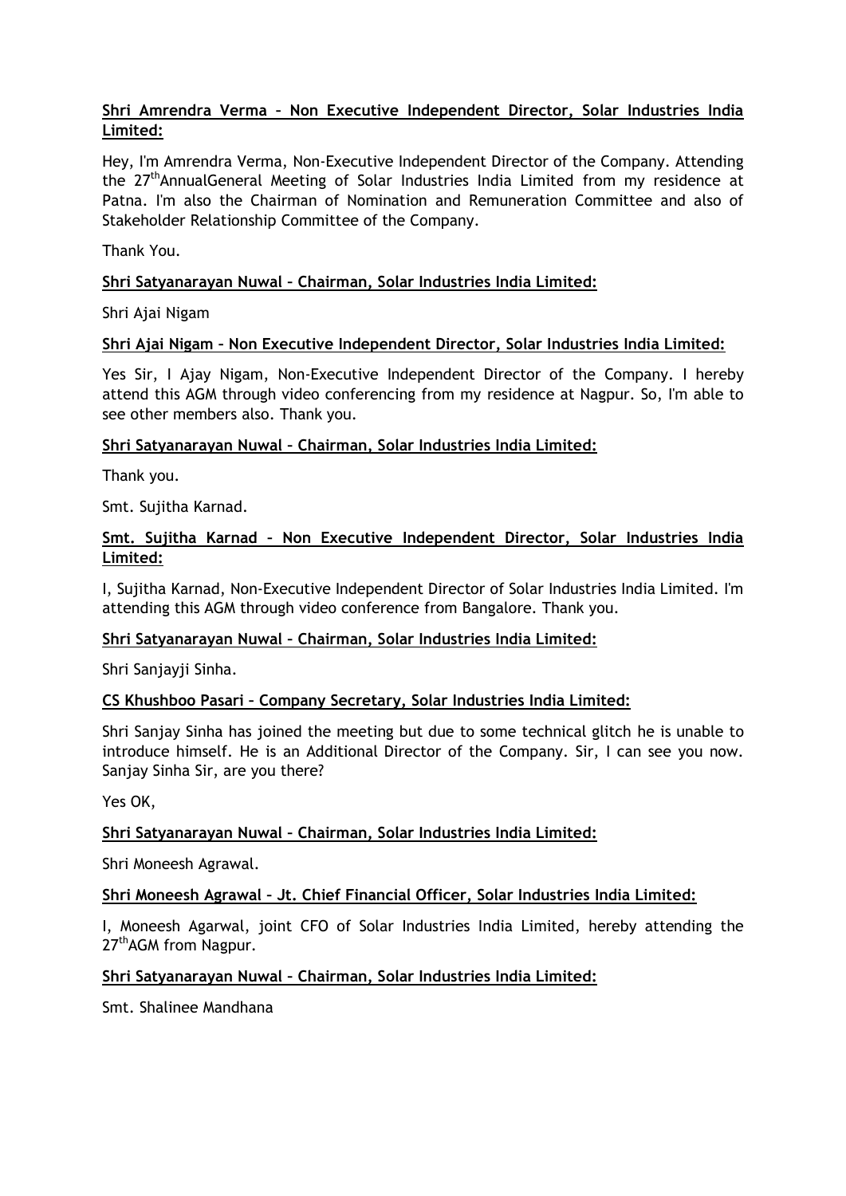**Shri Amrendra Verma – Non Executive Independent Director, Solar Industries India Limited:**

Hey, I'm Amrendra Verma, Non-Executive Independent Director of the Company. Attending the 27th AnnualGeneral Meeting of Solar Industries India Limited from my residence at Patna. I'm also the Chairman of Nomination and Remuneration Committee and also of Stakeholder Relationship Committee of the Company.

Thank You.

**Shri Satyanarayan Nuwal – Chairman, Solar Industries India Limited:**

Shri Ajai Nigam

**Shri Ajai Nigam – Non Executive Independent Director, Solar Industries India Limited:**

Yes Sir, I Ajay Nigam, Non-Executive Independent Director of the Company. I hereby attend this AGM through video conferencing from my residence at Nagpur. So, I'm able to see other members also. Thank you.

**Shri Satyanarayan Nuwal – Chairman, Solar Industries India Limited:**

Thank you.

Smt. Sujitha Karnad.

**Smt. Sujitha Karnad – Non Executive Independent Director, Solar Industries India Limited:**

I, Sujitha Karnad, Non-Executive Independent Director of Solar Industries India Limited. I'm attending this AGM through video conference from Bangalore. Thank you.

**Shri Satyanarayan Nuwal – Chairman, Solar Industries India Limited:**

Shri Sanjayji Sinha.

**CS Khushboo Pasari – Company Secretary, Solar Industries India Limited:**

Shri Sanjay Sinha has joined the meeting but due to some technical glitch he is unable to introduce himself. He is an Additional Director of the Company. Sir, I can see you now. Sanjay Sinha Sir, are you there?

Yes OK,

**Shri Satyanarayan Nuwal – Chairman, Solar Industries India Limited:**

Shri Moneesh Agrawal.

**Shri Moneesh Agrawal – Jt. Chief Financial Officer, Solar Industries India Limited:**

I, Moneesh Agarwal, joint CFO of Solar Industries India Limited, hereby attending the 27th AGM from Nagpur.

**Shri Satyanarayan Nuwal – Chairman, Solar Industries India Limited:**

Smt. Shalinee Mandhana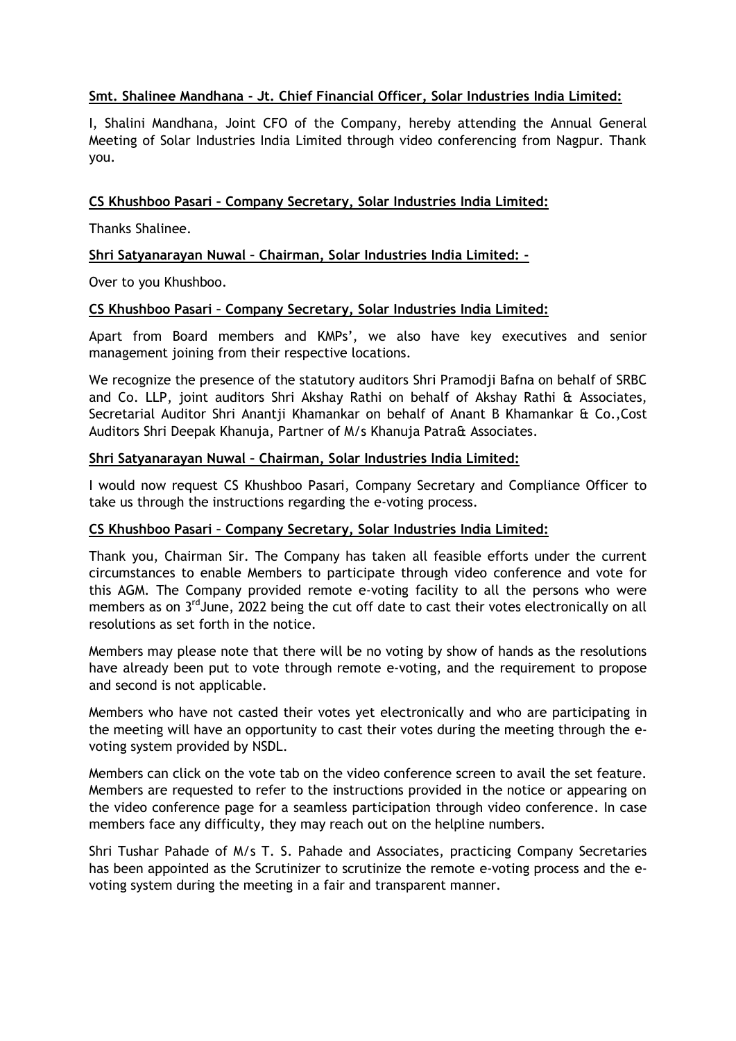**Smt. Shalinee Mandhana - Jt. Chief Financial Officer, Solar Industries India Limited:**

I, Shalini Mandhana, Joint CFO of the Company, hereby attending the Annual General Meeting of Solar Industries India Limited through video conferencing from Nagpur. Thank you.

**CS Khushboo Pasari – Company Secretary, Solar Industries India Limited:**

Thanks Shalinee.

**Shri Satyanarayan Nuwal – Chairman, Solar Industries India Limited: -**

Over to you Khushboo.

**CS Khushboo Pasari – Company Secretary, Solar Industries India Limited:**

Apart from Board members and KMPs', we also have key executives and senior management joining from their respective locations.

We recognize the presence of the statutory auditors Shri Pramodji Bafna on behalf of SRBC and Co. LLP, joint auditors Shri Akshay Rathi on behalf of Akshay Rathi & Associates, Secretarial Auditor Shri Anantji Khamankar on behalf of Anant B Khamankar & Co.,Cost Auditors Shri Deepak Khanuja, Partner of M/s Khanuja Patra& Associates.

**Shri Satyanarayan Nuwal – Chairman, Solar Industries India Limited:**

I would now request CS Khushboo Pasari, Company Secretary and Compliance Officer to take us through the instructions regarding the e-voting process.

**CS Khushboo Pasari – Company Secretary, Solar Industries India Limited:**

Thank you, Chairman Sir. The Company has taken all feasible efforts under the current circumstances to enable Members to participate through video conference and vote for this AGM. The Company provided remote e-voting facility to all the persons who were members as on 3rd June, 2022 being the cut off date to cast their votes electronically on all resolutions as set forth in the notice.

Members may please note that there will be no voting by show of hands as the resolutions have already been put to vote through remote e-voting, and the requirement to propose and second is not applicable.

Members who have not casted their votes yet electronically and who are participating in the meeting will have an opportunity to cast their votes during the meeting through the e-voting system provided by NSDL.

Members can click on the vote tab on the video conference screen to avail the set feature. Members are requested to refer to the instructions provided in the notice or appearing on the video conference page for a seamless participation through video conference. In case members face any difficulty, they may reach out on the helpline numbers.

Shri Tushar Pahade of M/s T. S. Pahade and Associates, practicing Company Secretaries has been appointed as the Scrutinizer to scrutinize the remote e-voting process and the e-voting system during the meeting in a fair and transparent manner.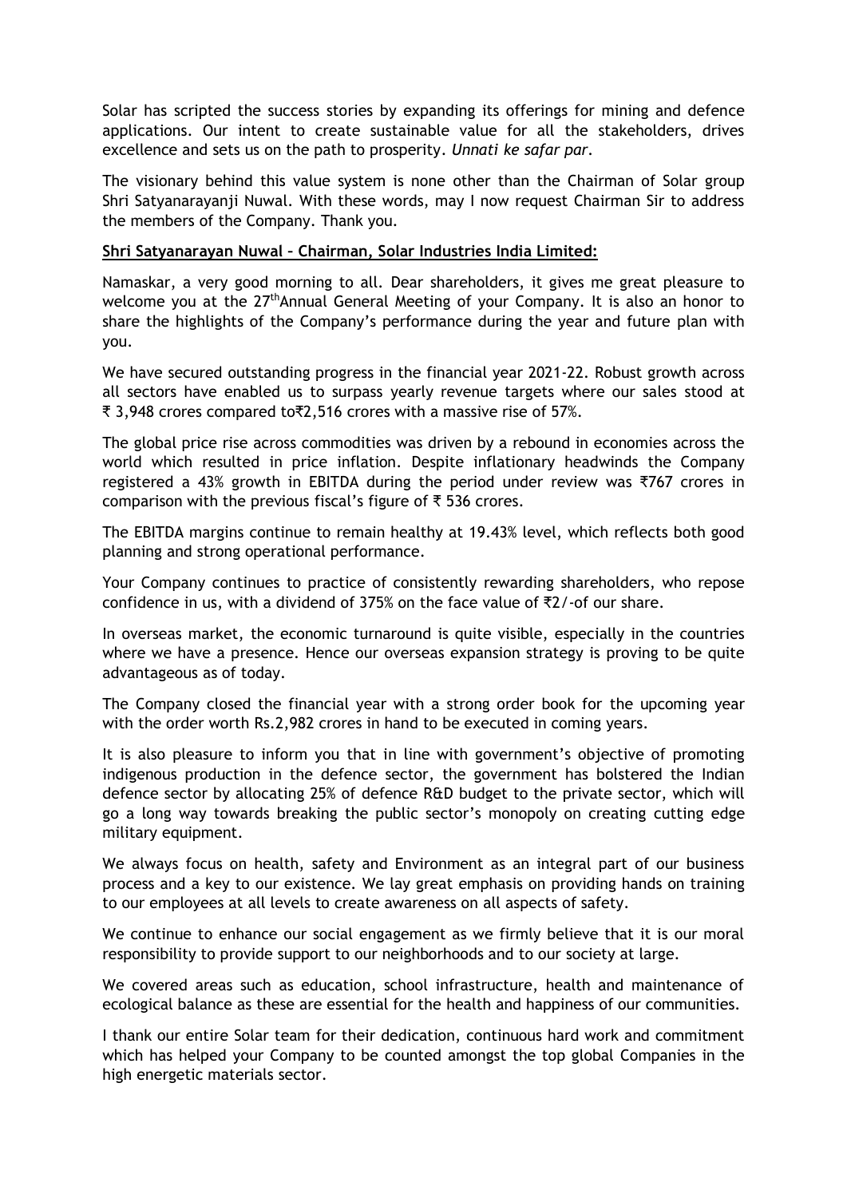Solar has scripted the success stories by expanding its offerings for mining and defence applications. Our intent to create sustainable value for all the stakeholders, drives excellence and sets us on the path to prosperity. *Unnati ke safar par*.

The visionary behind this value system is none other than the Chairman of Solar group Shri Satyanarayanji Nuwal. With these words, may I now request Chairman Sir to address the members of the Company. Thank you.

**Shri Satyanarayan Nuwal – Chairman, Solar Industries India Limited:**

Namaskar, a very good morning to all. Dear shareholders, it gives me great pleasure to welcome you at the 27th Annual General Meeting of your Company. It is also an honor to share the highlights of the Company's performance during the year and future plan with you.

We have secured outstanding progress in the financial year 2021-22. Robust growth across all sectors have enabled us to surpass yearly revenue targets where our sales stood at ₹ 3,948 crores compared to₹2,516 crores with a massive rise of 57%.

The global price rise across commodities was driven by a rebound in economies across the world which resulted in price inflation. Despite inflationary headwinds the Company registered a 43% growth in EBITDA during the period under review was ₹767 crores in comparison with the previous fiscal's figure of ₹ 536 crores.

The EBITDA margins continue to remain healthy at 19.43% level, which reflects both good planning and strong operational performance.

Your Company continues to practice of consistently rewarding shareholders, who repose confidence in us, with a dividend of 375% on the face value of ₹2/-of our share.

In overseas market, the economic turnaround is quite visible, especially in the countries where we have a presence. Hence our overseas expansion strategy is proving to be quite advantageous as of today.

The Company closed the financial year with a strong order book for the upcoming year with the order worth Rs.2,982 crores in hand to be executed in coming years.

It is also pleasure to inform you that in line with government's objective of promoting indigenous production in the defence sector, the government has bolstered the Indian defence sector by allocating 25% of defence R&D budget to the private sector, which will go a long way towards breaking the public sector's monopoly on creating cutting edge military equipment.

We always focus on health, safety and Environment as an integral part of our business process and a key to our existence. We lay great emphasis on providing hands on training to our employees at all levels to create awareness on all aspects of safety.

We continue to enhance our social engagement as we firmly believe that it is our moral responsibility to provide support to our neighborhoods and to our society at large.

We covered areas such as education, school infrastructure, health and maintenance of ecological balance as these are essential for the health and happiness of our communities.

I thank our entire Solar team for their dedication, continuous hard work and commitment which has helped your Company to be counted amongst the top global Companies in the high energetic materials sector.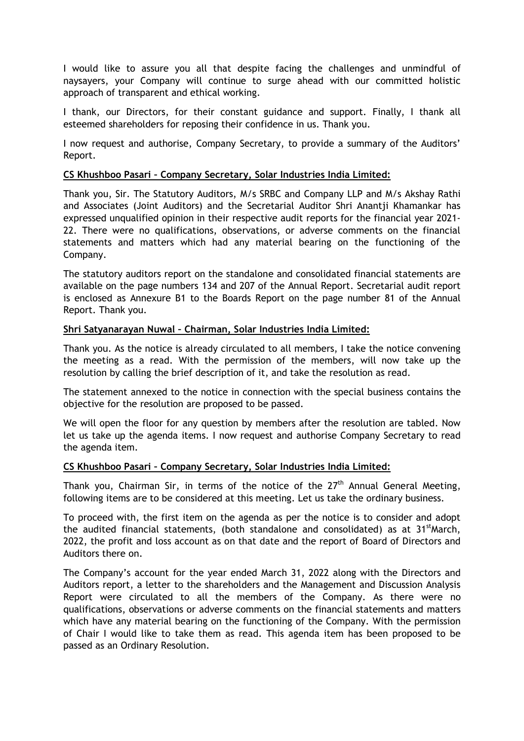I would like to assure you all that despite facing the challenges and unmindful of naysayers, your Company will continue to surge ahead with our committed holistic approach of transparent and ethical working.

I thank, our Directors, for their constant guidance and support. Finally, I thank all esteemed shareholders for reposing their confidence in us. Thank you.

I now request and authorise, Company Secretary, to provide a summary of the Auditors' Report.

**CS Khushboo Pasari – Company Secretary, Solar Industries India Limited:**

Thank you, Sir. The Statutory Auditors, M/s SRBC and Company LLP and M/s Akshay Rathi and Associates (Joint Auditors) and the Secretarial Auditor Shri Anantji Khamankar has expressed unqualified opinion in their respective audit reports for the financial year 2021-22. There were no qualifications, observations, or adverse comments on the financial statements and matters which had any material bearing on the functioning of the Company.

The statutory auditors report on the standalone and consolidated financial statements are available on the page numbers 134 and 207 of the Annual Report. Secretarial audit report is enclosed as Annexure B1 to the Boards Report on the page number 81 of the Annual Report. Thank you.

**Shri Satyanarayan Nuwal – Chairman, Solar Industries India Limited:**

Thank you. As the notice is already circulated to all members, I take the notice convening the meeting as a read. With the permission of the members, will now take up the resolution by calling the brief description of it, and take the resolution as read.

The statement annexed to the notice in connection with the special business contains the objective for the resolution are proposed to be passed.

We will open the floor for any question by members after the resolution are tabled. Now let us take up the agenda items. I now request and authorise Company Secretary to read the agenda item.

**CS Khushboo Pasari – Company Secretary, Solar Industries India Limited:**

Thank you, Chairman Sir, in terms of the notice of the 27th Annual General Meeting, following items are to be considered at this meeting. Let us take the ordinary business.

To proceed with, the first item on the agenda as per the notice is to consider and adopt the audited financial statements, (both standalone and consolidated) as at 31st March, 2022, the profit and loss account as on that date and the report of Board of Directors and Auditors there on.

The Company's account for the year ended March 31, 2022 along with the Directors and Auditors report, a letter to the shareholders and the Management and Discussion Analysis Report were circulated to all the members of the Company. As there were no qualifications, observations or adverse comments on the financial statements and matters which have any material bearing on the functioning of the Company. With the permission of Chair I would like to take them as read. This agenda item has been proposed to be passed as an Ordinary Resolution.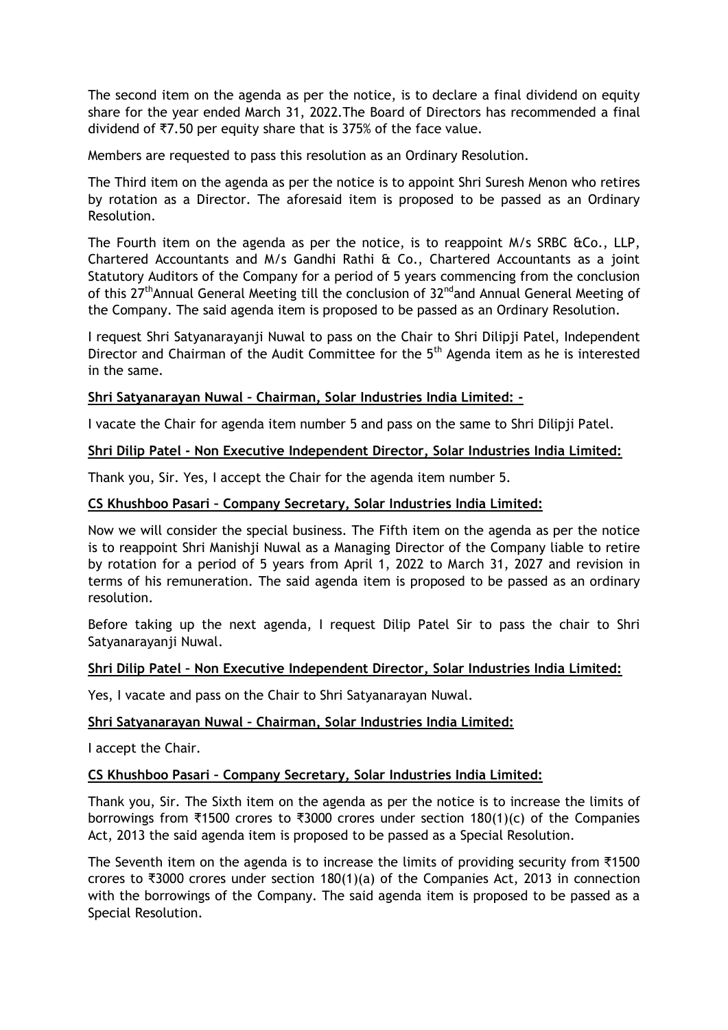The second item on the agenda as per the notice, is to declare a final dividend on equity share for the year ended March 31, 2022.The Board of Directors has recommended a final dividend of ₹7.50 per equity share that is 375% of the face value.

Members are requested to pass this resolution as an Ordinary Resolution.

The Third item on the agenda as per the notice is to appoint Shri Suresh Menon who retires by rotation as a Director. The aforesaid item is proposed to be passed as an Ordinary Resolution.

The Fourth item on the agenda as per the notice, is to reappoint M/s SRBC &Co., LLP, Chartered Accountants and M/s Gandhi Rathi & Co., Chartered Accountants as a joint Statutory Auditors of the Company for a period of 5 years commencing from the conclusion of this 27th Annual General Meeting till the conclusion of 32nd and Annual General Meeting of the Company. The said agenda item is proposed to be passed as an Ordinary Resolution.

I request Shri Satyanarayanji Nuwal to pass on the Chair to Shri Dilipji Patel, Independent Director and Chairman of the Audit Committee for the 5th Agenda item as he is interested in the same.

**Shri Satyanarayan Nuwal – Chairman, Solar Industries India Limited: -**

I vacate the Chair for agenda item number 5 and pass on the same to Shri Dilipji Patel.

**Shri Dilip Patel - Non Executive Independent Director, Solar Industries India Limited:**

Thank you, Sir. Yes, I accept the Chair for the agenda item number 5.

**CS Khushboo Pasari – Company Secretary, Solar Industries India Limited:**

Now we will consider the special business. The Fifth item on the agenda as per the notice is to reappoint Shri Manishji Nuwal as a Managing Director of the Company liable to retire by rotation for a period of 5 years from April 1, 2022 to March 31, 2027 and revision in terms of his remuneration. The said agenda item is proposed to be passed as an ordinary resolution.

Before taking up the next agenda, I request Dilip Patel Sir to pass the chair to Shri Satyanarayanji Nuwal.

**Shri Dilip Patel – Non Executive Independent Director, Solar Industries India Limited:**

Yes, I vacate and pass on the Chair to Shri Satyanarayan Nuwal.

**Shri Satyanarayan Nuwal – Chairman, Solar Industries India Limited:**

I accept the Chair.

**CS Khushboo Pasari – Company Secretary, Solar Industries India Limited:**

Thank you, Sir. The Sixth item on the agenda as per the notice is to increase the limits of borrowings from ₹1500 crores to ₹3000 crores under section 180(1)(c) of the Companies Act, 2013 the said agenda item is proposed to be passed as a Special Resolution.

The Seventh item on the agenda is to increase the limits of providing security from ₹1500 crores to ₹3000 crores under section 180(1)(a) of the Companies Act, 2013 in connection with the borrowings of the Company. The said agenda item is proposed to be passed as a Special Resolution.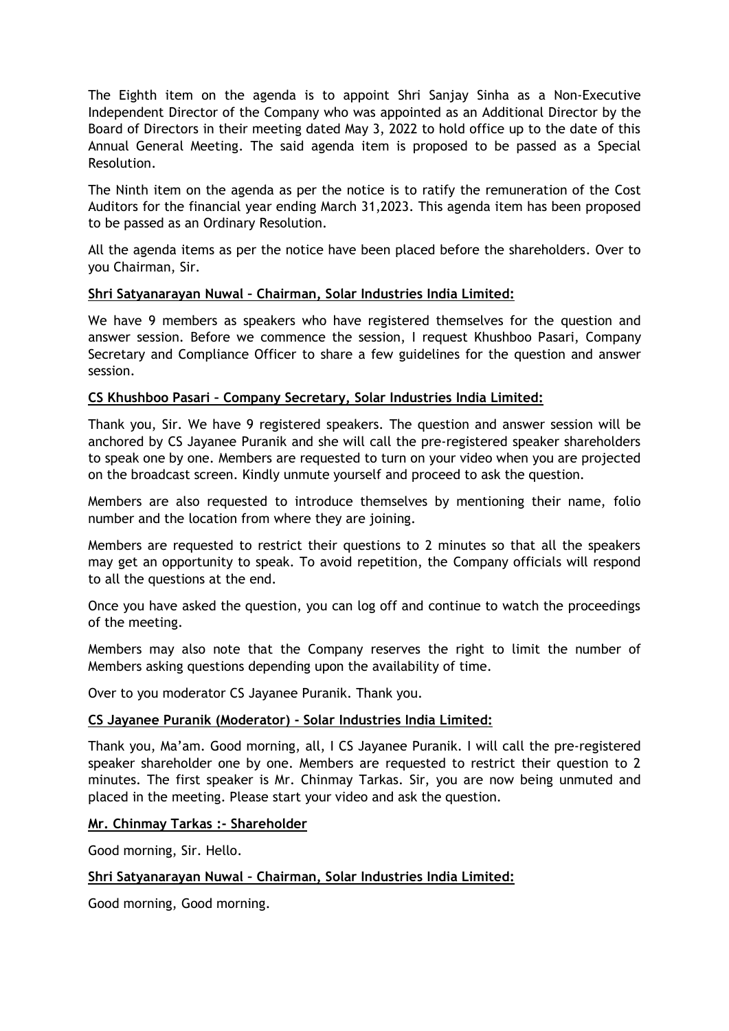The Eighth item on the agenda is to appoint Shri Sanjay Sinha as a Non-Executive Independent Director of the Company who was appointed as an Additional Director by the Board of Directors in their meeting dated May 3, 2022 to hold office up to the date of this Annual General Meeting. The said agenda item is proposed to be passed as a Special Resolution.

The Ninth item on the agenda as per the notice is to ratify the remuneration of the Cost Auditors for the financial year ending March 31,2023. This agenda item has been proposed to be passed as an Ordinary Resolution.

All the agenda items as per the notice have been placed before the shareholders. Over to you Chairman, Sir.

**Shri Satyanarayan Nuwal – Chairman, Solar Industries India Limited:**

We have 9 members as speakers who have registered themselves for the question and answer session. Before we commence the session, I request Khushboo Pasari, Company Secretary and Compliance Officer to share a few guidelines for the question and answer session.

**CS Khushboo Pasari – Company Secretary, Solar Industries India Limited:**

Thank you, Sir. We have 9 registered speakers. The question and answer session will be anchored by CS Jayanee Puranik and she will call the pre-registered speaker shareholders to speak one by one. Members are requested to turn on your video when you are projected on the broadcast screen. Kindly unmute yourself and proceed to ask the question.

Members are also requested to introduce themselves by mentioning their name, folio number and the location from where they are joining.

Members are requested to restrict their questions to 2 minutes so that all the speakers may get an opportunity to speak. To avoid repetition, the Company officials will respond to all the questions at the end.

Once you have asked the question, you can log off and continue to watch the proceedings of the meeting.

Members may also note that the Company reserves the right to limit the number of Members asking questions depending upon the availability of time.

Over to you moderator CS Jayanee Puranik. Thank you.

**CS Jayanee Puranik (Moderator) - Solar Industries India Limited:**

Thank you, Ma'am. Good morning, all, I CS Jayanee Puranik. I will call the pre-registered speaker shareholder one by one. Members are requested to restrict their question to 2 minutes. The first speaker is Mr. Chinmay Tarkas. Sir, you are now being unmuted and placed in the meeting. Please start your video and ask the question.

**Mr. Chinmay Tarkas :- Shareholder**

Good morning, Sir. Hello.

**Shri Satyanarayan Nuwal – Chairman, Solar Industries India Limited:**

Good morning, Good morning.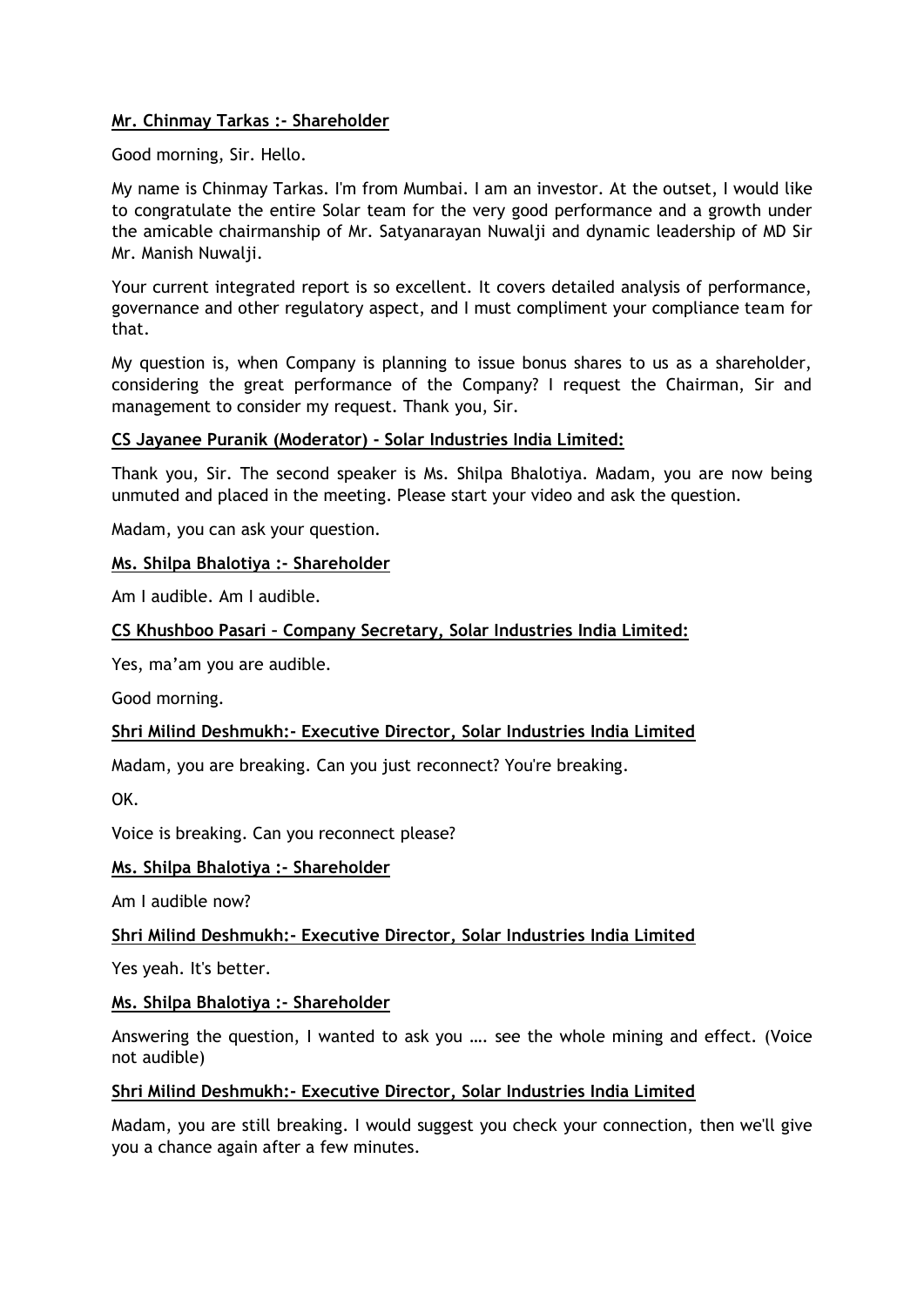**Mr. Chinmay Tarkas :- Shareholder**

Good morning, Sir. Hello.

My name is Chinmay Tarkas. I'm from Mumbai. I am an investor. At the outset, I would like to congratulate the entire Solar team for the very good performance and a growth under the amicable chairmanship of Mr. Satyanarayan Nuwalji and dynamic leadership of MD Sir Mr. Manish Nuwalji.

Your current integrated report is so excellent. It covers detailed analysis of performance, governance and other regulatory aspect, and I must compliment your compliance team for that.

My question is, when Company is planning to issue bonus shares to us as a shareholder, considering the great performance of the Company? I request the Chairman, Sir and management to consider my request. Thank you, Sir.

**CS Jayanee Puranik (Moderator) - Solar Industries India Limited:**

Thank you, Sir. The second speaker is Ms. Shilpa Bhalotiya. Madam, you are now being unmuted and placed in the meeting. Please start your video and ask the question.

Madam, you can ask your question.

**Ms. Shilpa Bhalotiya :- Shareholder**

Am I audible. Am I audible.

**CS Khushboo Pasari – Company Secretary, Solar Industries India Limited:**

Yes, ma'am you are audible.

Good morning.

**Shri Milind Deshmukh:- Executive Director, Solar Industries India Limited**

Madam, you are breaking. Can you just reconnect? You're breaking.

OK.

Voice is breaking. Can you reconnect please?

**Ms. Shilpa Bhalotiya :- Shareholder**

Am I audible now?

**Shri Milind Deshmukh:- Executive Director, Solar Industries India Limited**

Yes yeah. It's better.

**Ms. Shilpa Bhalotiya :- Shareholder**

Answering the question, I wanted to ask you …. see the whole mining and effect. (Voice not audible)

**Shri Milind Deshmukh:- Executive Director, Solar Industries India Limited**

Madam, you are still breaking. I would suggest you check your connection, then we'll give you a chance again after a few minutes.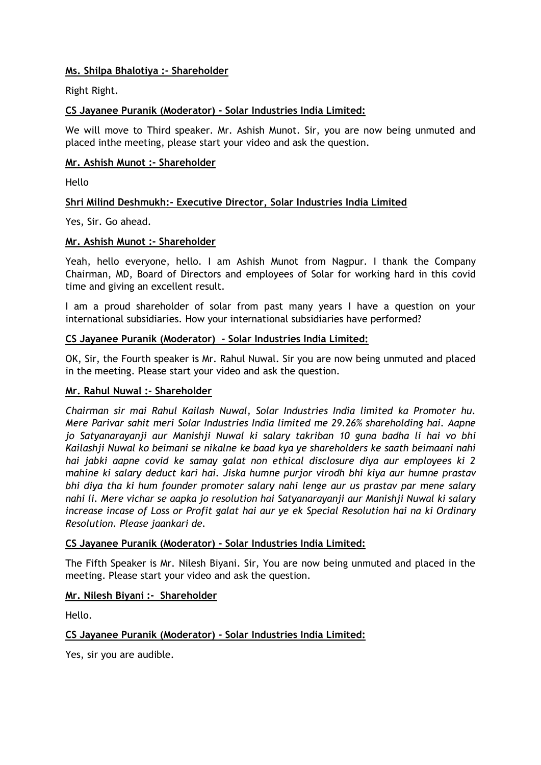**<u>Ms. Shilpa Bhalotiya :- Shareholder</u>**

Right Right.

**<u>CS Jayanee Puranik (Moderator) - Solar Industries India Limited:</u>**

We will move to Third speaker. Mr. Ashish Munot. Sir, you are now being unmuted and placed inthe meeting, please start your video and ask the question.

**<u>Mr. Ashish Munot :- Shareholder</u>**

Hello

**<u>Shri Milind Deshmukh:- Executive Director, Solar Industries India Limited</u>**

Yes, Sir. Go ahead.

**<u>Mr. Ashish Munot :- Shareholder</u>**

Yeah, hello everyone, hello. I am Ashish Munot from Nagpur. I thank the Company Chairman, MD, Board of Directors and employees of Solar for working hard in this covid time and giving an excellent result.

I am a proud shareholder of solar from past many years I have a question on your international subsidiaries. How your international subsidiaries have performed?

**<u>CS Jayanee Puranik (Moderator) - Solar Industries India Limited:</u>**

OK, Sir, the Fourth speaker is Mr. Rahul Nuwal. Sir you are now being unmuted and placed in the meeting. Please start your video and ask the question.

**<u>Mr. Rahul Nuwal :- Shareholder</u>**

*Chairman sir mai Rahul Kailash Nuwal, Solar Industries India limited ka Promoter hu. Mere Parivar sahit meri Solar Industries India limited me 29.26% shareholding hai. Aapne jo Satyanarayanji aur Manishji Nuwal ki salary takriban 10 guna badha li hai vo bhi Kailashji Nuwal ko beimani se nikalne ke baad kya ye shareholders ke saath beimaani nahi hai jabki aapne covid ke samay galat non ethical disclosure diya aur employees ki 2 mahine ki salary deduct kari hai. Jiska humne purjor virodh bhi kiya aur humne prastav bhi diya tha ki hum founder promoter salary nahi lenge aur us prastav par mene salary nahi li. Mere vichar se aapka jo resolution hai Satyanarayanji aur Manishji Nuwal ki salary increase incase of Loss or Profit galat hai aur ye ek Special Resolution hai na ki Ordinary Resolution. Please jaankari de.*

**<u>CS Jayanee Puranik (Moderator) - Solar Industries India Limited:</u>**

The Fifth Speaker is Mr. Nilesh Biyani. Sir, You are now being unmuted and placed in the meeting. Please start your video and ask the question.

**<u>Mr. Nilesh Biyani :- Shareholder</u>**

Hello.

**<u>CS Jayanee Puranik (Moderator) - Solar Industries India Limited:</u>**

Yes, sir you are audible.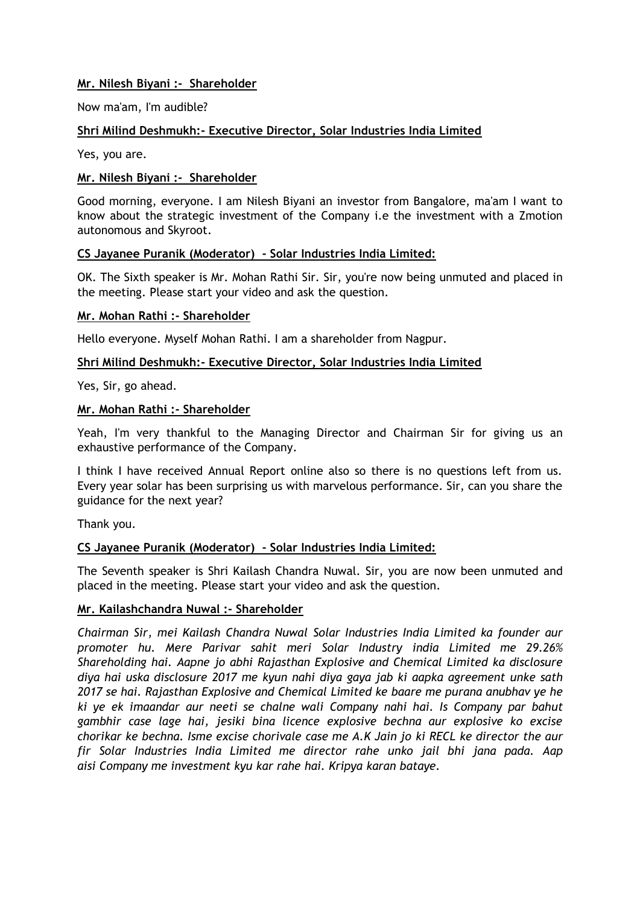**Mr. Nilesh Biyani :- Shareholder**

Now ma'am, I'm audible?

**Shri Milind Deshmukh:- Executive Director, Solar Industries India Limited**

Yes, you are.

**Mr. Nilesh Biyani :- Shareholder**

Good morning, everyone. I am Nilesh Biyani an investor from Bangalore, ma'am I want to know about the strategic investment of the Company i.e the investment with a Zmotion autonomous and Skyroot.

**CS Jayanee Puranik (Moderator) - Solar Industries India Limited:**

OK. The Sixth speaker is Mr. Mohan Rathi Sir. Sir, you're now being unmuted and placed in the meeting. Please start your video and ask the question.

**Mr. Mohan Rathi :- Shareholder**

Hello everyone. Myself Mohan Rathi. I am a shareholder from Nagpur.

**Shri Milind Deshmukh:- Executive Director, Solar Industries India Limited**

Yes, Sir, go ahead.

**Mr. Mohan Rathi :- Shareholder**

Yeah, I'm very thankful to the Managing Director and Chairman Sir for giving us an exhaustive performance of the Company.

I think I have received Annual Report online also so there is no questions left from us. Every year solar has been surprising us with marvelous performance. Sir, can you share the guidance for the next year?

Thank you.

**CS Jayanee Puranik (Moderator) - Solar Industries India Limited:**

The Seventh speaker is Shri Kailash Chandra Nuwal. Sir, you are now been unmuted and placed in the meeting. Please start your video and ask the question.

**Mr. Kailashchandra Nuwal :- Shareholder**

*Chairman Sir, mei Kailash Chandra Nuwal Solar Industries India Limited ka founder aur promoter hu. Mere Parivar sahit meri Solar Industry india Limited me 29.26% Shareholding hai. Aapne jo abhi Rajasthan Explosive and Chemical Limited ka disclosure diya hai uska disclosure 2017 me kyun nahi diya gaya jab ki aapka agreement unke sath 2017 se hai. Rajasthan Explosive and Chemical Limited ke baare me purana anubhav ye he ki ye ek imaandar aur neeti se chalne wali Company nahi hai. Is Company par bahut gambhir case lage hai, jesiki bina licence explosive bechna aur explosive ko excise chorikar ke bechna. Isme excise chorivale case me A.K Jain jo ki RECL ke director the aur fir Solar Industries India Limited me director rahe unko jail bhi jana pada. Aap aisi Company me investment kyu kar rahe hai. Kripya karan bataye.*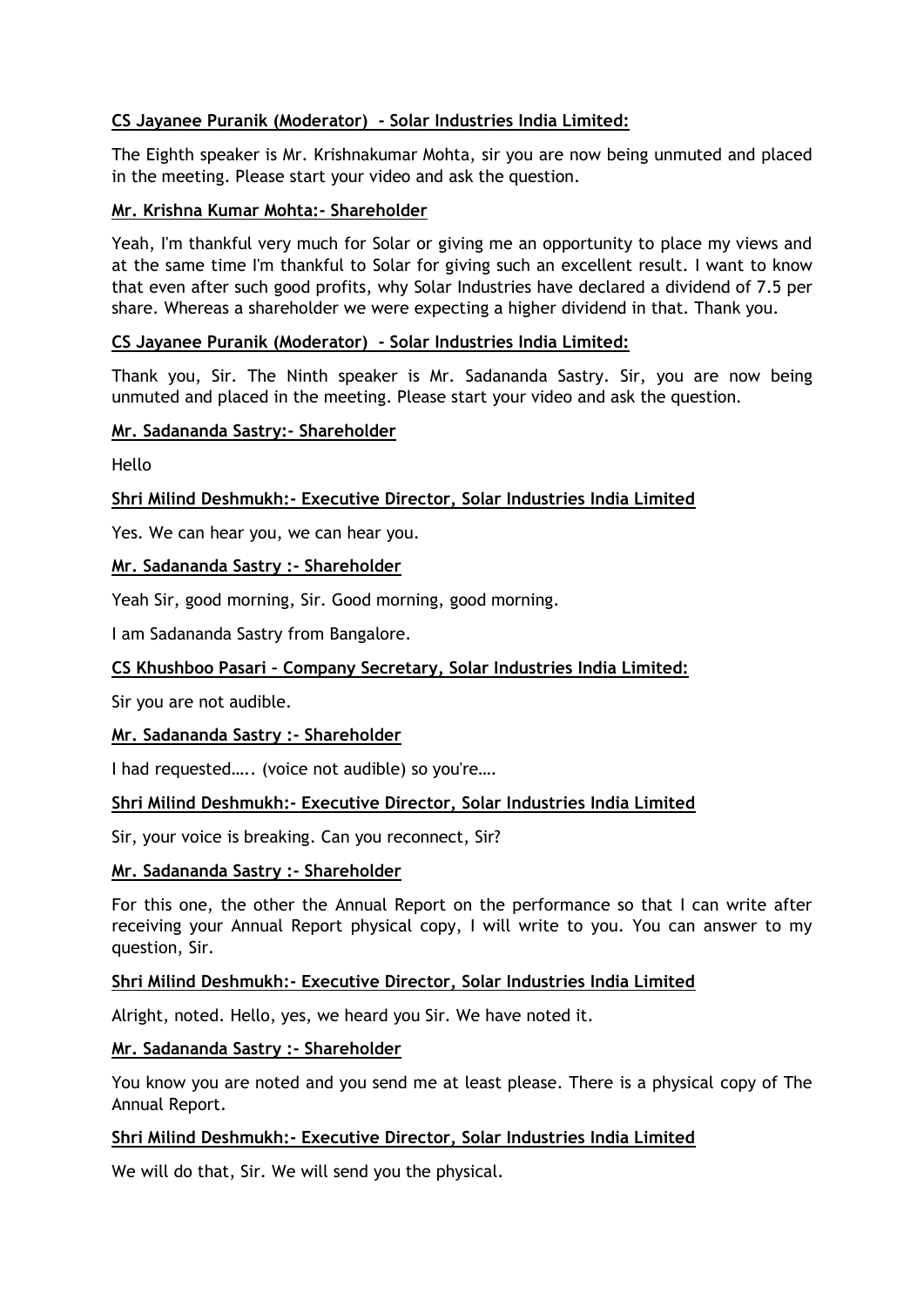**CS Jayanee Puranik (Moderator) - Solar Industries India Limited:**

The Eighth speaker is Mr. Krishnakumar Mohta, sir you are now being unmuted and placed in the meeting. Please start your video and ask the question.

**Mr. Krishna Kumar Mohta:- Shareholder**

Yeah, I'm thankful very much for Solar or giving me an opportunity to place my views and at the same time I'm thankful to Solar for giving such an excellent result. I want to know that even after such good profits, why Solar Industries have declared a dividend of 7.5 per share. Whereas a shareholder we were expecting a higher dividend in that. Thank you.

**CS Jayanee Puranik (Moderator) - Solar Industries India Limited:**

Thank you, Sir. The Ninth speaker is Mr. Sadananda Sastry. Sir, you are now being unmuted and placed in the meeting. Please start your video and ask the question.

**Mr. Sadananda Sastry:- Shareholder**

Hello

**Shri Milind Deshmukh:- Executive Director, Solar Industries India Limited**

Yes. We can hear you, we can hear you.

**Mr. Sadananda Sastry :- Shareholder**

Yeah Sir, good morning, Sir. Good morning, good morning.

I am Sadananda Sastry from Bangalore.

**CS Khushboo Pasari – Company Secretary, Solar Industries India Limited:**

Sir you are not audible.

**Mr. Sadananda Sastry :- Shareholder**

I had requested….. (voice not audible) so you're….

**Shri Milind Deshmukh:- Executive Director, Solar Industries India Limited**

Sir, your voice is breaking. Can you reconnect, Sir?

**Mr. Sadananda Sastry :- Shareholder**

For this one, the other the Annual Report on the performance so that I can write after receiving your Annual Report physical copy, I will write to you. You can answer to my question, Sir.

**Shri Milind Deshmukh:- Executive Director, Solar Industries India Limited**

Alright, noted. Hello, yes, we heard you Sir. We have noted it.

**Mr. Sadananda Sastry :- Shareholder**

You know you are noted and you send me at least please. There is a physical copy of The Annual Report.

**Shri Milind Deshmukh:- Executive Director, Solar Industries India Limited**

We will do that, Sir. We will send you the physical.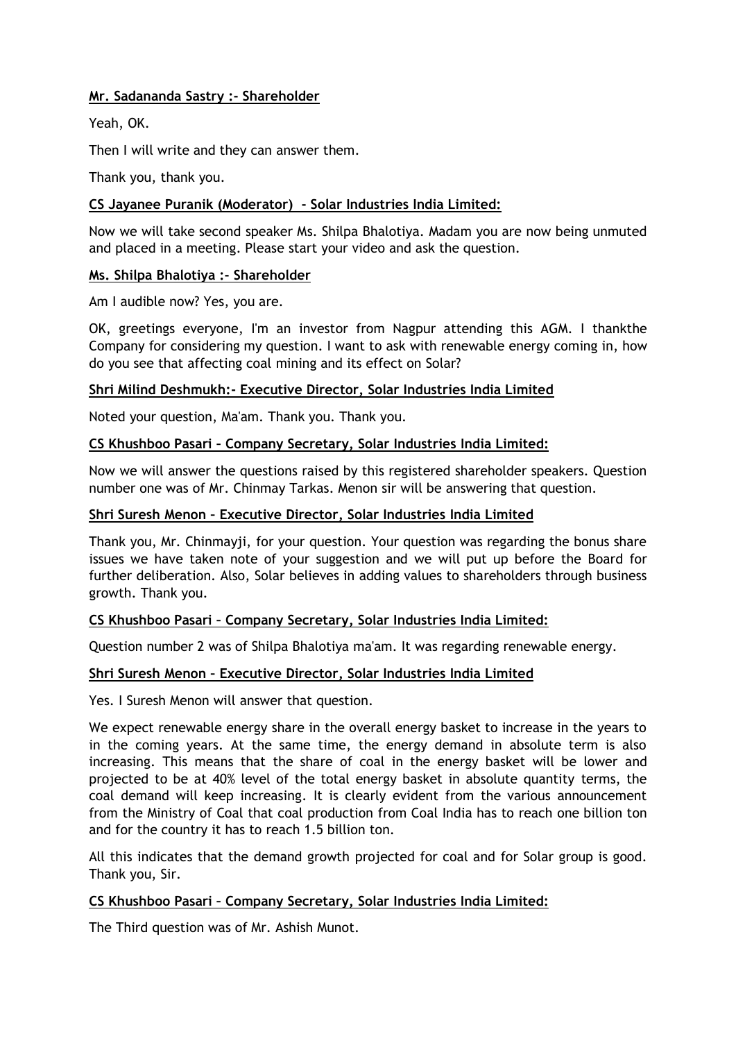**Mr. Sadananda Sastry :- Shareholder**

Yeah, OK.

Then I will write and they can answer them.

Thank you, thank you.

**CS Jayanee Puranik (Moderator) - Solar Industries India Limited:**

Now we will take second speaker Ms. Shilpa Bhalotiya. Madam you are now being unmuted and placed in a meeting. Please start your video and ask the question.

**Ms. Shilpa Bhalotiya :- Shareholder**

Am I audible now? Yes, you are.

OK, greetings everyone, I'm an investor from Nagpur attending this AGM. I thankthe Company for considering my question. I want to ask with renewable energy coming in, how do you see that affecting coal mining and its effect on Solar?

**Shri Milind Deshmukh:- Executive Director, Solar Industries India Limited**

Noted your question, Ma'am. Thank you. Thank you.

**CS Khushboo Pasari – Company Secretary, Solar Industries India Limited:**

Now we will answer the questions raised by this registered shareholder speakers. Question number one was of Mr. Chinmay Tarkas. Menon sir will be answering that question.

**Shri Suresh Menon – Executive Director, Solar Industries India Limited**

Thank you, Mr. Chinmayji, for your question. Your question was regarding the bonus share issues we have taken note of your suggestion and we will put up before the Board for further deliberation. Also, Solar believes in adding values to shareholders through business growth. Thank you.

**CS Khushboo Pasari – Company Secretary, Solar Industries India Limited:**

Question number 2 was of Shilpa Bhalotiya ma'am. It was regarding renewable energy.

**Shri Suresh Menon – Executive Director, Solar Industries India Limited**

Yes. I Suresh Menon will answer that question.

We expect renewable energy share in the overall energy basket to increase in the years to in the coming years. At the same time, the energy demand in absolute term is also increasing. This means that the share of coal in the energy basket will be lower and projected to be at 40% level of the total energy basket in absolute quantity terms, the coal demand will keep increasing. It is clearly evident from the various announcement from the Ministry of Coal that coal production from Coal India has to reach one billion ton and for the country it has to reach 1.5 billion ton.

All this indicates that the demand growth projected for coal and for Solar group is good. Thank you, Sir.

**CS Khushboo Pasari – Company Secretary, Solar Industries India Limited:**

The Third question was of Mr. Ashish Munot.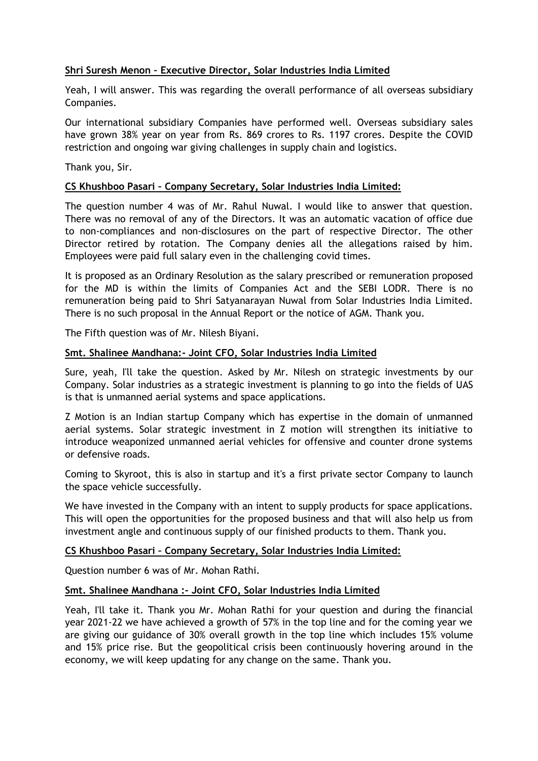**Shri Suresh Menon – Executive Director, Solar Industries India Limited**

Yeah, I will answer. This was regarding the overall performance of all overseas subsidiary Companies.

Our international subsidiary Companies have performed well. Overseas subsidiary sales have grown 38% year on year from Rs. 869 crores to Rs. 1197 crores. Despite the COVID restriction and ongoing war giving challenges in supply chain and logistics.

Thank you, Sir.

**CS Khushboo Pasari – Company Secretary, Solar Industries India Limited:**

The question number 4 was of Mr. Rahul Nuwal. I would like to answer that question. There was no removal of any of the Directors. It was an automatic vacation of office due to non-compliances and non-disclosures on the part of respective Director. The other Director retired by rotation. The Company denies all the allegations raised by him. Employees were paid full salary even in the challenging covid times.

It is proposed as an Ordinary Resolution as the salary prescribed or remuneration proposed for the MD is within the limits of Companies Act and the SEBI LODR. There is no remuneration being paid to Shri Satyanarayan Nuwal from Solar Industries India Limited. There is no such proposal in the Annual Report or the notice of AGM. Thank you.

The Fifth question was of Mr. Nilesh Biyani.

**Smt. Shalinee Mandhana:- Joint CFO, Solar Industries India Limited**

Sure, yeah, I'll take the question. Asked by Mr. Nilesh on strategic investments by our Company. Solar industries as a strategic investment is planning to go into the fields of UAS is that is unmanned aerial systems and space applications.

Z Motion is an Indian startup Company which has expertise in the domain of unmanned aerial systems. Solar strategic investment in Z motion will strengthen its initiative to introduce weaponized unmanned aerial vehicles for offensive and counter drone systems or defensive roads.

Coming to Skyroot, this is also in startup and it's a first private sector Company to launch the space vehicle successfully.

We have invested in the Company with an intent to supply products for space applications. This will open the opportunities for the proposed business and that will also help us from investment angle and continuous supply of our finished products to them. Thank you.

**CS Khushboo Pasari – Company Secretary, Solar Industries India Limited:**

Question number 6 was of Mr. Mohan Rathi.

**Smt. Shalinee Mandhana :- Joint CFO, Solar Industries India Limited**

Yeah, I'll take it. Thank you Mr. Mohan Rathi for your question and during the financial year 2021-22 we have achieved a growth of 57% in the top line and for the coming year we are giving our guidance of 30% overall growth in the top line which includes 15% volume and 15% price rise. But the geopolitical crisis been continuously hovering around in the economy, we will keep updating for any change on the same. Thank you.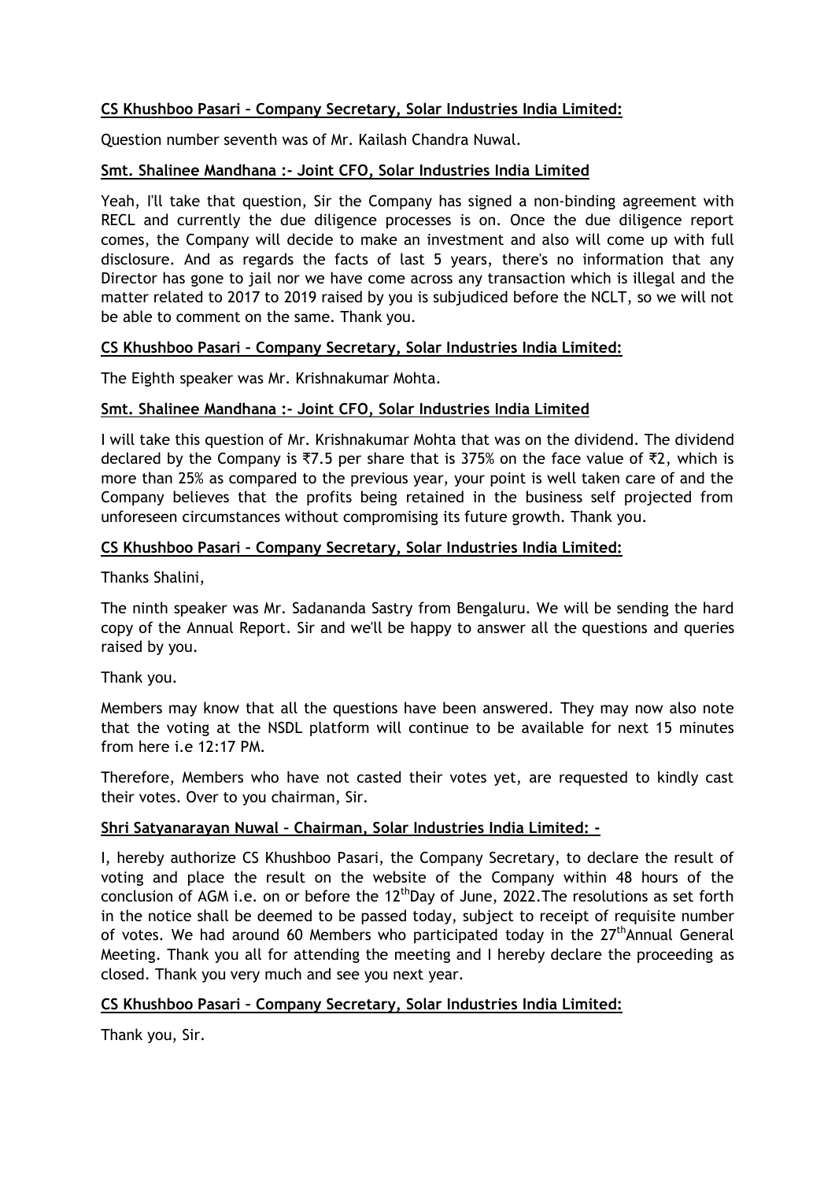**CS Khushboo Pasari – Company Secretary, Solar Industries India Limited:**

Question number seventh was of Mr. Kailash Chandra Nuwal.

**Smt. Shalinee Mandhana :- Joint CFO, Solar Industries India Limited**

Yeah, I'll take that question, Sir the Company has signed a non-binding agreement with RECL and currently the due diligence processes is on. Once the due diligence report comes, the Company will decide to make an investment and also will come up with full disclosure. And as regards the facts of last 5 years, there's no information that any Director has gone to jail nor we have come across any transaction which is illegal and the matter related to 2017 to 2019 raised by you is subjudiced before the NCLT, so we will not be able to comment on the same. Thank you.

**CS Khushboo Pasari – Company Secretary, Solar Industries India Limited:**

The Eighth speaker was Mr. Krishnakumar Mohta.

**Smt. Shalinee Mandhana :- Joint CFO, Solar Industries India Limited**

I will take this question of Mr. Krishnakumar Mohta that was on the dividend. The dividend declared by the Company is ₹7.5 per share that is 375% on the face value of ₹2, which is more than 25% as compared to the previous year, your point is well taken care of and the Company believes that the profits being retained in the business self projected from unforeseen circumstances without compromising its future growth. Thank you.

**CS Khushboo Pasari – Company Secretary, Solar Industries India Limited:**

Thanks Shalini,

The ninth speaker was Mr. Sadananda Sastry from Bengaluru. We will be sending the hard copy of the Annual Report. Sir and we'll be happy to answer all the questions and queries raised by you.

Thank you.

Members may know that all the questions have been answered. They may now also note that the voting at the NSDL platform will continue to be available for next 15 minutes from here i.e 12:17 PM.

Therefore, Members who have not casted their votes yet, are requested to kindly cast their votes. Over to you chairman, Sir.

**Shri Satyanarayan Nuwal – Chairman, Solar Industries India Limited: -**

I, hereby authorize CS Khushboo Pasari, the Company Secretary, to declare the result of voting and place the result on the website of the Company within 48 hours of the conclusion of AGM i.e. on or before the 12thDay of June, 2022.The resolutions as set forth in the notice shall be deemed to be passed today, subject to receipt of requisite number of votes. We had around 60 Members who participated today in the 27thAnnual General Meeting. Thank you all for attending the meeting and I hereby declare the proceeding as closed. Thank you very much and see you next year.

**CS Khushboo Pasari – Company Secretary, Solar Industries India Limited:**

Thank you, Sir.